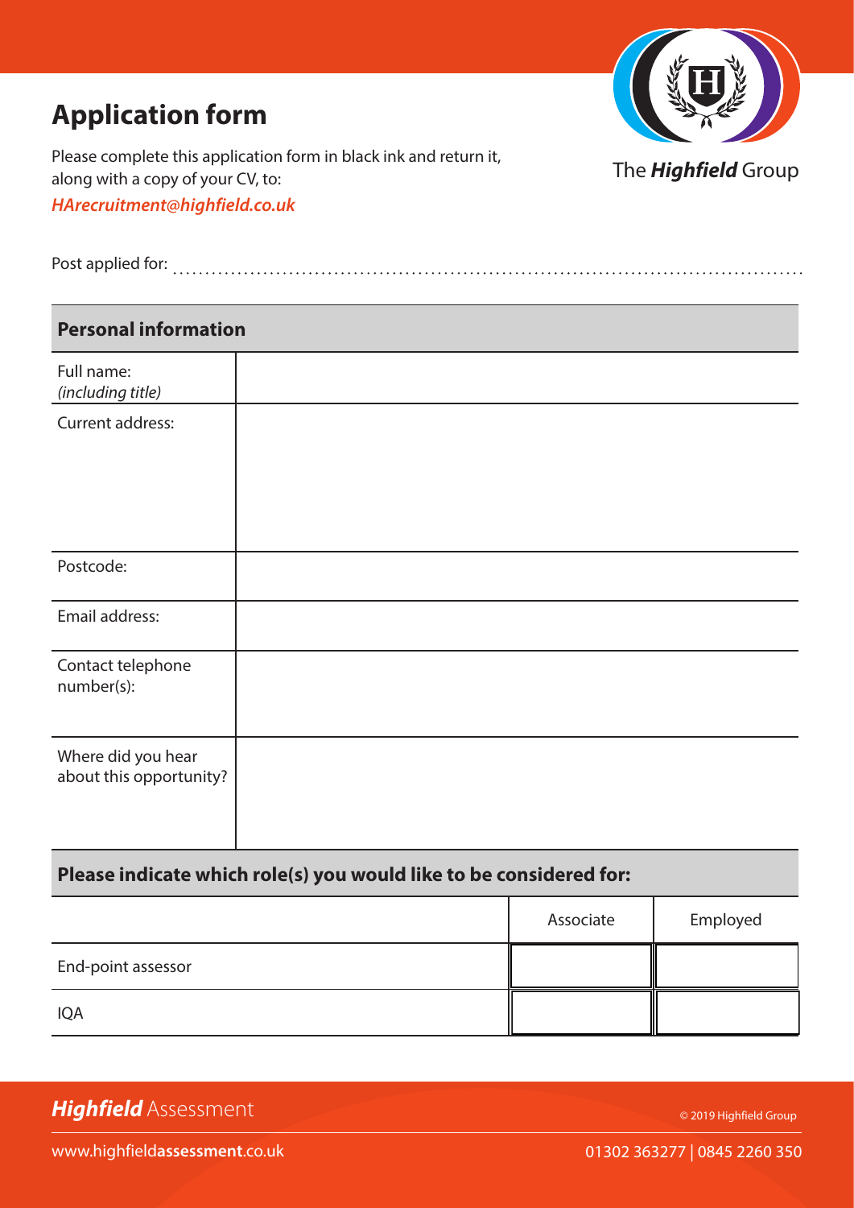# Application form

Please complete this application form in black ink and return it, along with a copy of your CV, to:

***HArecruitment@highfield.co.uk***

The ***Highfield*** Group

Post applied for: ..............................................................................................

## Personal information

| | |
|---|---|
| Full name: *(including title)* | |
| Current address: | |
| Postcode: | |
| Email address: | |
| Contact telephone number(s): | |
| Where did you hear about this opportunity? | |

## Please indicate which role(s) you would like to be considered for:

| | Associate | Employed |
|---|---|---|
| End-point assessor | | |
| IQA | | |

***Highfield*** Assessment

© 2019 Highfield Group

www.highfield**assessment**.co.uk

01302 363277 | 0845 2260 350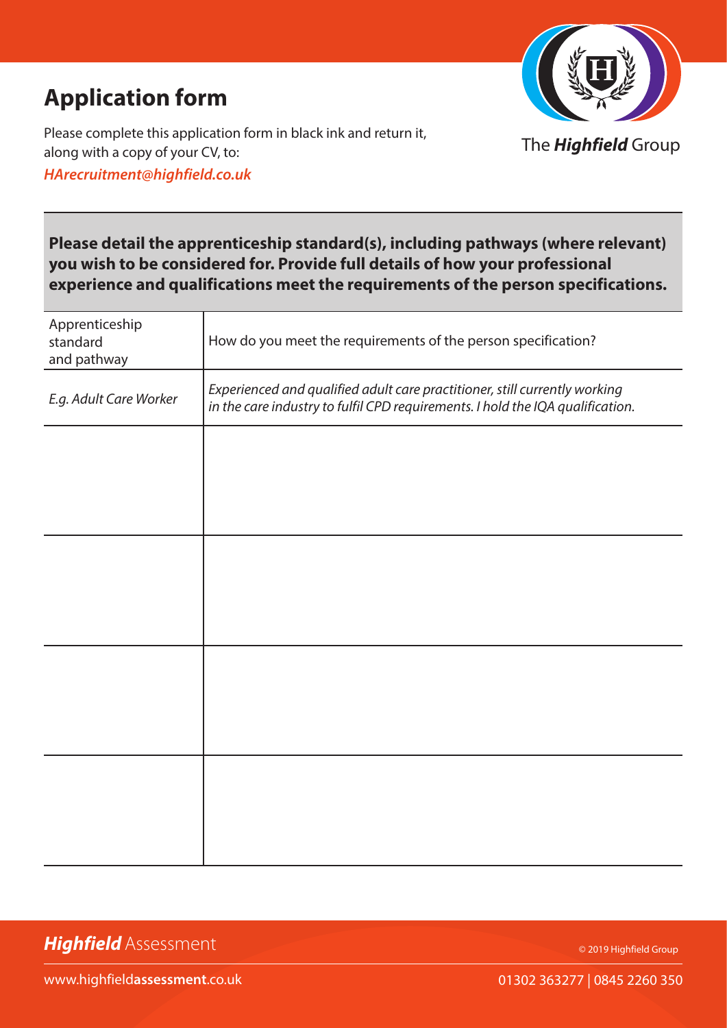# Application form

Please complete this application form in black ink and return it, along with a copy of your CV, to:

***HArecruitment@highfield.co.uk***

The ***Highfield*** Group

**Please detail the apprenticeship standard(s), including pathways (where relevant) you wish to be considered for. Provide full details of how your professional experience and qualifications meet the requirements of the person specifications.**

| Apprenticeship standard and pathway | How do you meet the requirements of the person specification? |
|---|---|
| *E.g. Adult Care Worker* | *Experienced and qualified adult care practitioner, still currently working in the care industry to fulfil CPD requirements. I hold the IQA qualification.* |
| | |
| | |
| | |
| | |

***Highfield*** Assessment

© 2019 Highfield Group

www.highfield**assessment**.co.uk

01302 363277 | 0845 2260 350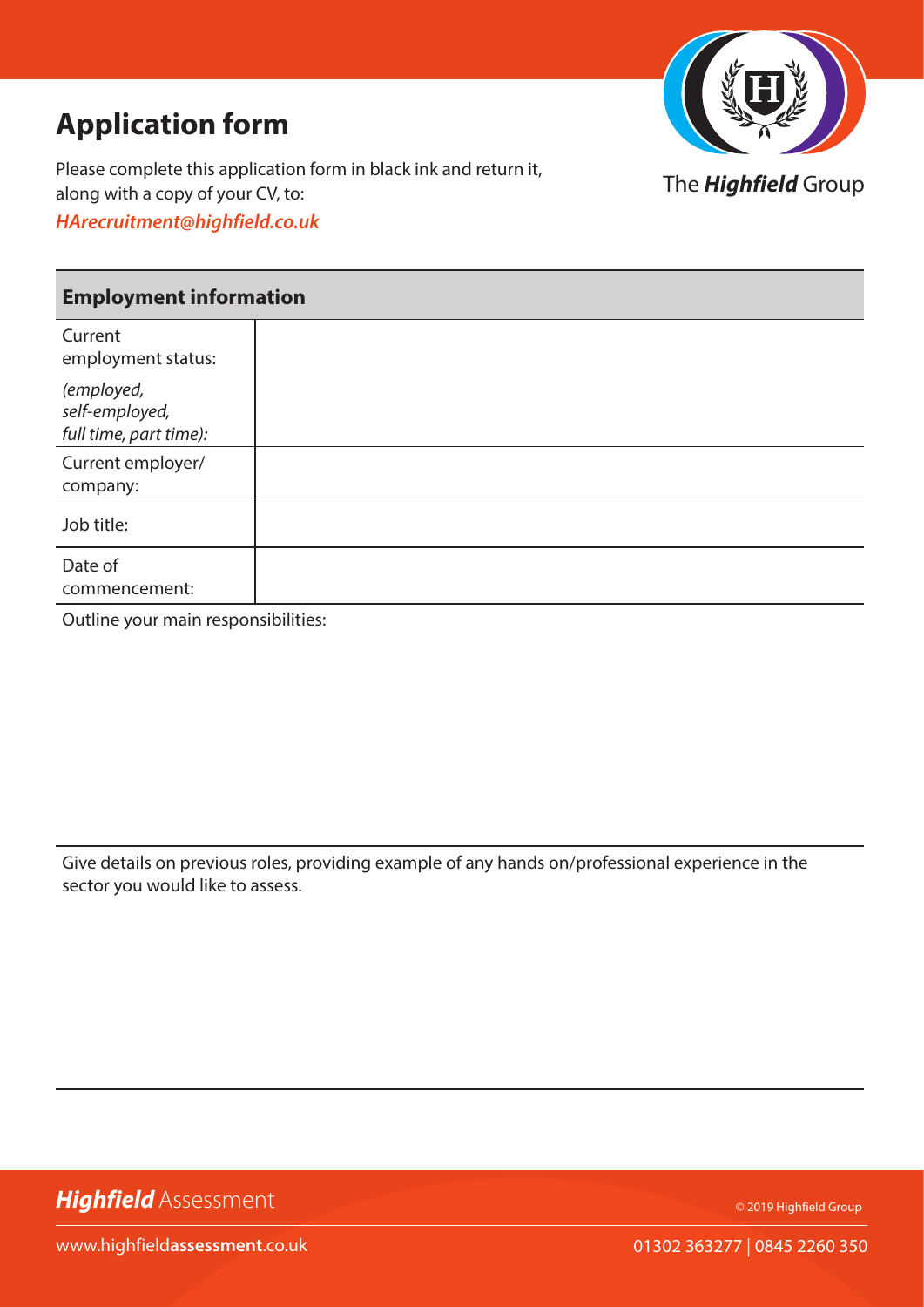# Application form

Please complete this application form in black ink and return it, along with a copy of your CV, to:

***HArecruitment@highfield.co.uk***

The ***Highfield*** Group

## Employment information

| | |
|---|---|
| Current employment status: *(employed, self-employed, full time, part time):* | |
| Current employer/ company: | |
| Job title: | |
| Date of commencement: | |

Outline your main responsibilities:

Give details on previous roles, providing example of any hands on/professional experience in the sector you would like to assess.

***Highfield*** Assessment

© 2019 Highfield Group

www.highfield**assessment**.co.uk

01302 363277 | 0845 2260 350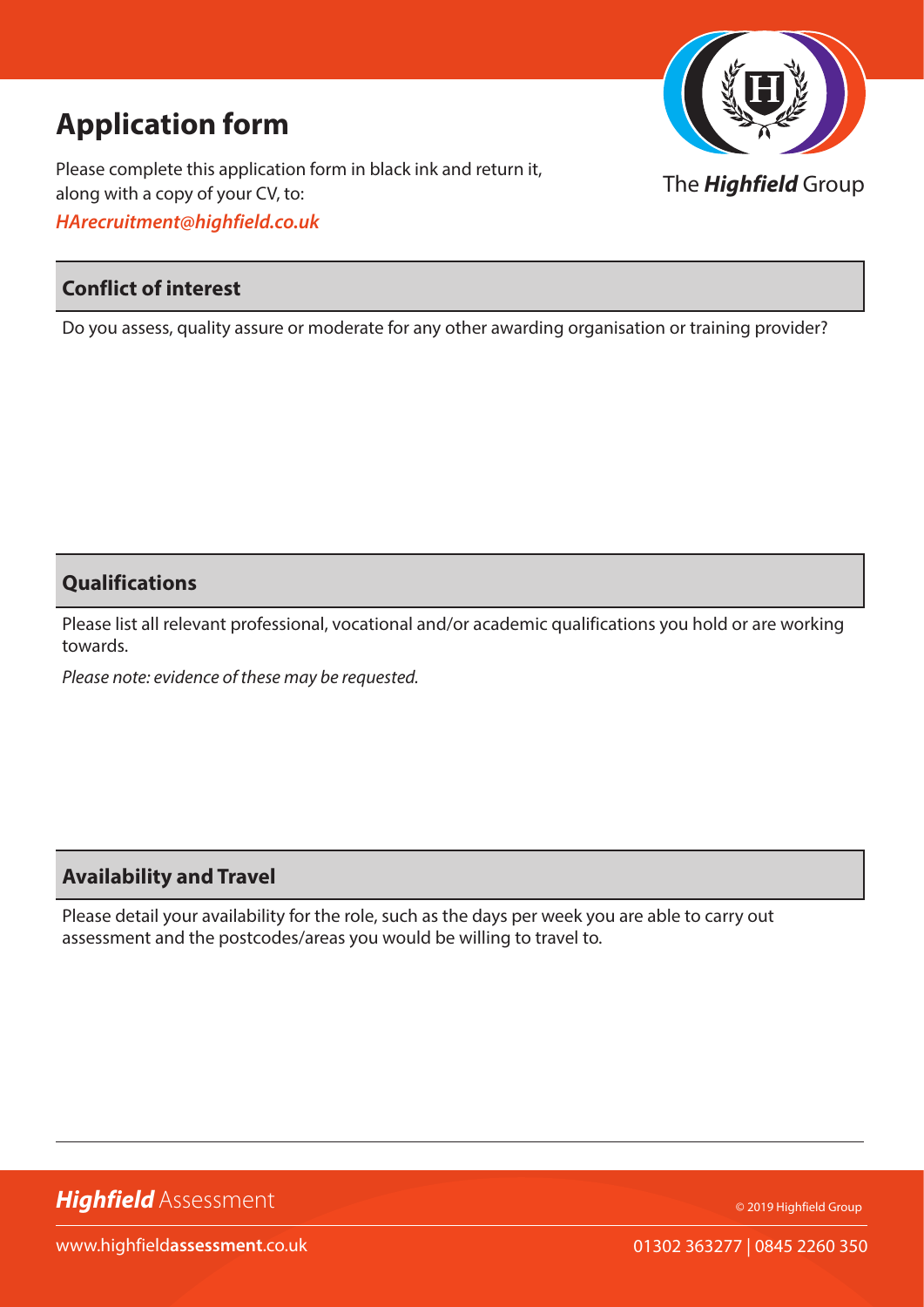# Application form

Please complete this application form in black ink and return it, along with a copy of your CV, to:

*HArecruitment@highfield.co.uk*

The ***Highfield*** Group

## Conflict of interest

Do you assess, quality assure or moderate for any other awarding organisation or training provider?

## Qualifications

Please list all relevant professional, vocational and/or academic qualifications you hold or are working towards.

*Please note: evidence of these may be requested.*

## Availability and Travel

Please detail your availability for the role, such as the days per week you are able to carry out assessment and the postcodes/areas you would be willing to travel to.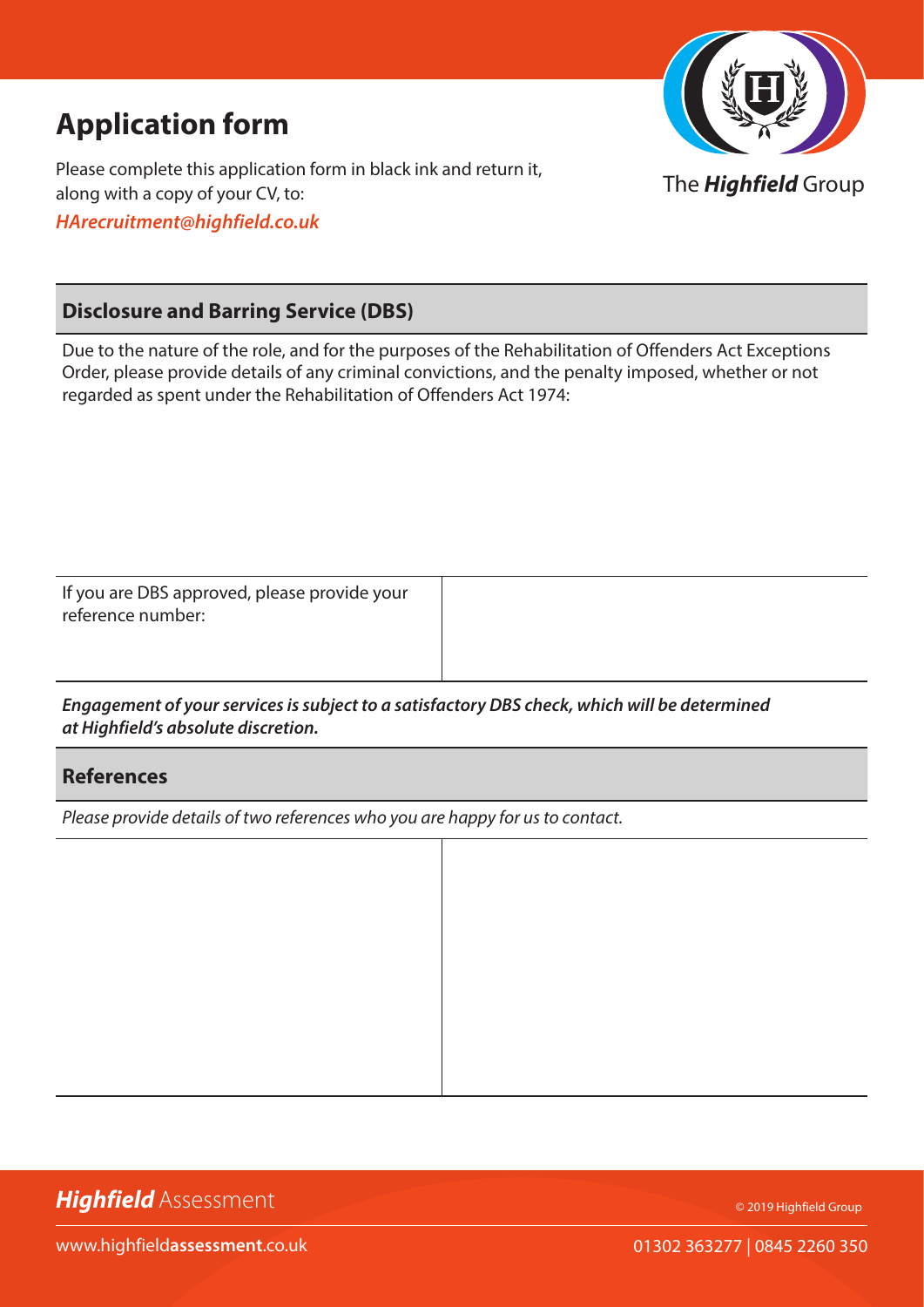# Application form

Please complete this application form in black ink and return it, along with a copy of your CV, to:

***HArecruitment@highfield.co.uk***

The ***Highfield*** Group

## Disclosure and Barring Service (DBS)

Due to the nature of the role, and for the purposes of the Rehabilitation of Offenders Act Exceptions Order, please provide details of any criminal convictions, and the penalty imposed, whether or not regarded as spent under the Rehabilitation of Offenders Act 1974:

| If you are DBS approved, please provide your reference number: | |
|---|---|

***Engagement of your services is subject to a satisfactory DBS check, which will be determined at Highfield's absolute discretion.***

## References

*Please provide details of two references who you are happy for us to contact.*

| | |
|---|---|
| | |

***Highfield*** Assessment

© 2019 Highfield Group

www.highfield**assessment**.co.uk

01302 363277 | 0845 2260 350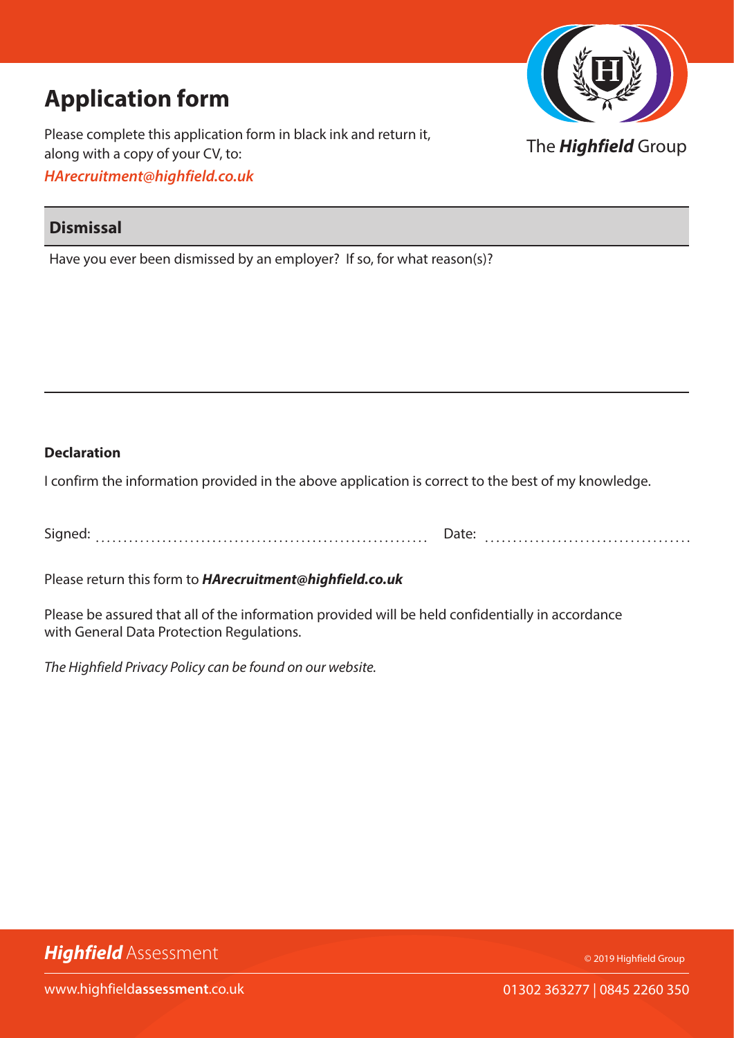# Application form

Please complete this application form in black ink and return it, along with a copy of your CV, to:

***HArecruitment@highfield.co.uk***

The ***Highfield*** Group

## Dismissal

Have you ever been dismissed by an employer? If so, for what reason(s)?

**Declaration**

I confirm the information provided in the above application is correct to the best of my knowledge.

Signed: ........................................................................ Date: ..........................................

Please return this form to ***HArecruitment@highfield.co.uk***

Please be assured that all of the information provided will be held confidentially in accordance with General Data Protection Regulations.

*The Highfield Privacy Policy can be found on our website.*

***Highfield*** Assessment

© 2019 Highfield Group

www.highfield**assessment**.co.uk

01302 363277 | 0845 2260 350